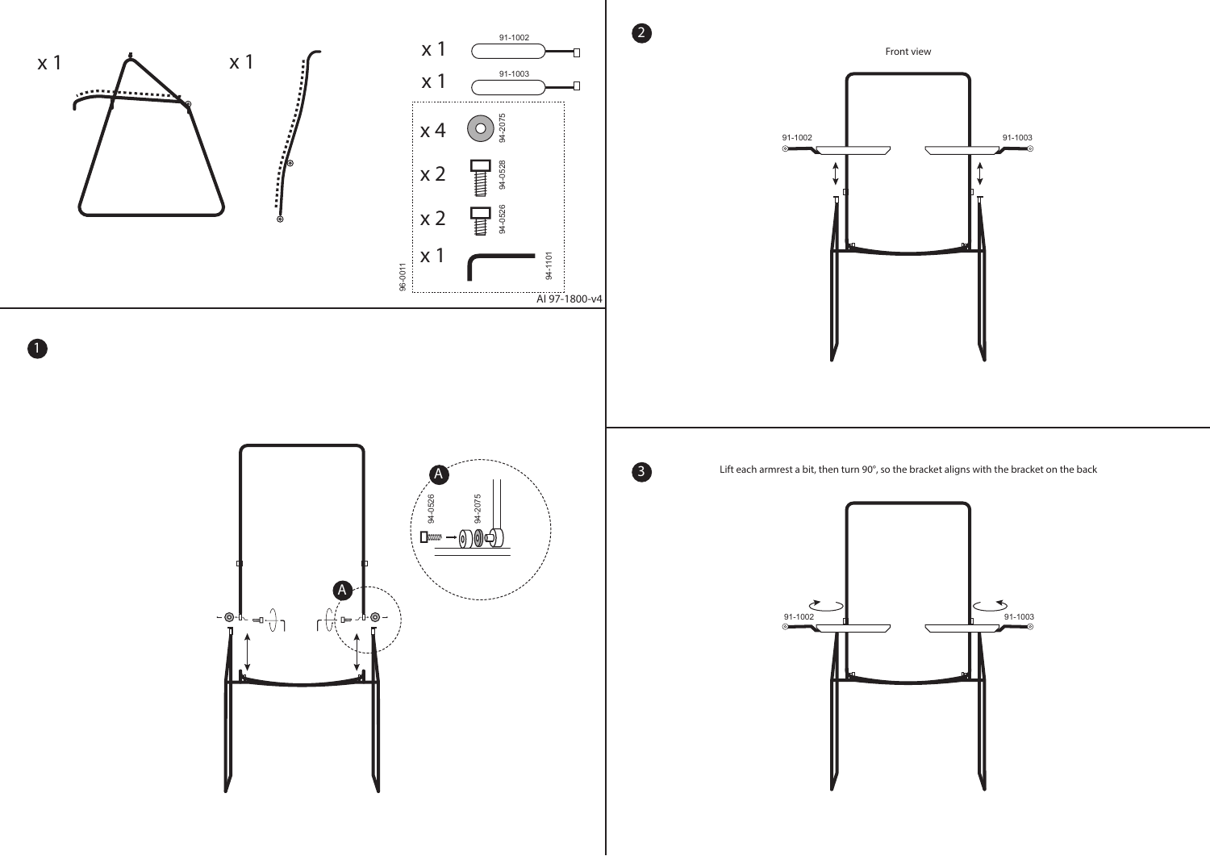x 1

x 1

x 1 91-1002

x 1 91-1003

x 4 94-2075

x 2 94-0528

x 2 94-0526

x 1 94-1101

96-0011

AI 97-1800-v4

1

A

94-0526

94-2075

A

2

Front view

91-1002

91-1003

3

Lift each armrest a bit, then turn 90°, so the bracket aligns with the bracket on the back

91-1002

91-1003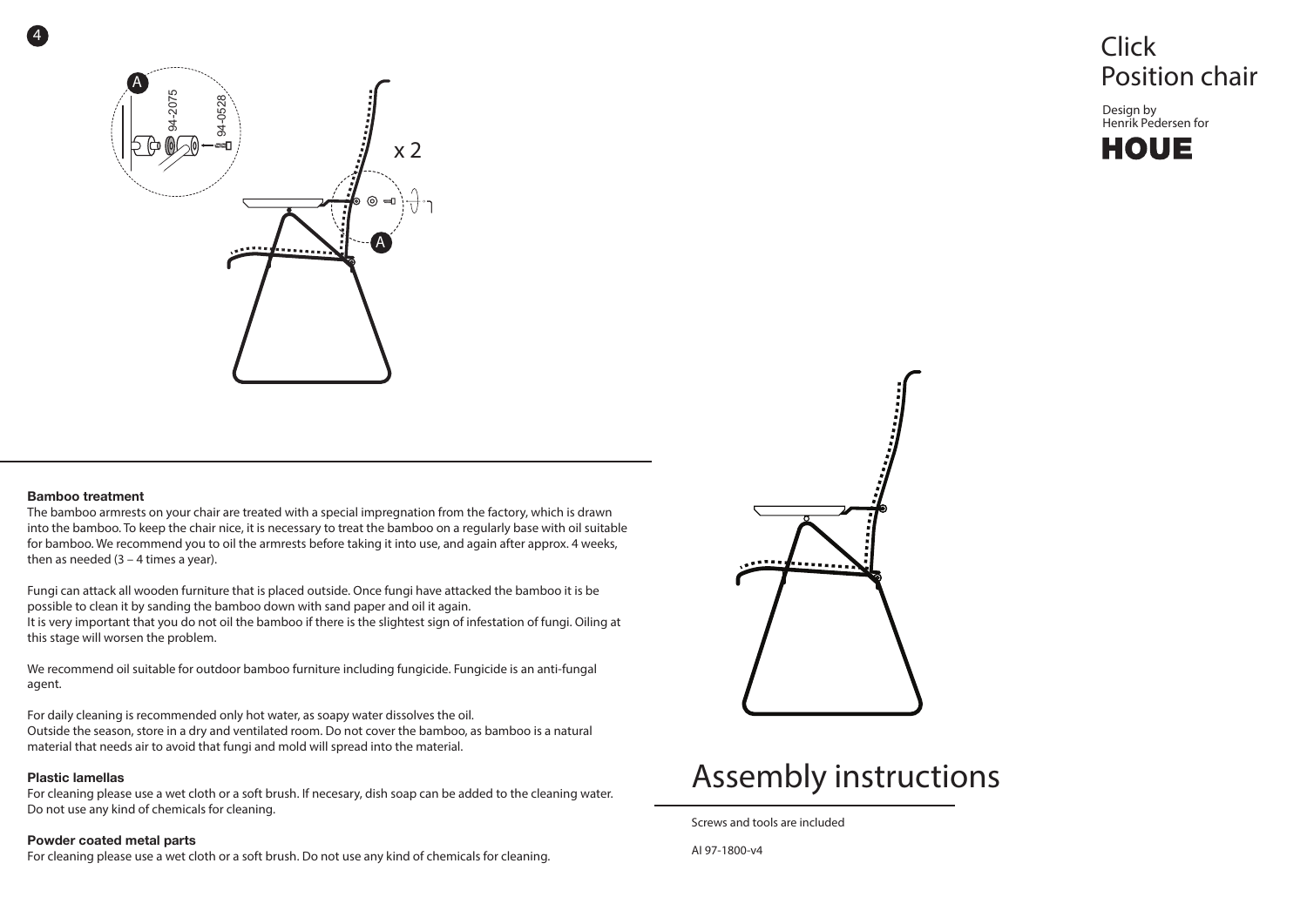# Click Position chair

Design by Henrik Pedersen for

**HOUE**

4

A

94-2075

94-0528

x 2

A

#### Bamboo treatment

The bamboo armrests on your chair are treated with a special impregnation from the factory, which is drawn into the bamboo. To keep the chair nice, it is necessary to treat the bamboo on a regularly base with oil suitable for bamboo. We recommend you to oil the armrests before taking it into use, and again after approx. 4 weeks, then as needed (3 – 4 times a year).

Fungi can attack all wooden furniture that is placed outside. Once fungi have attacked the bamboo it is be possible to clean it by sanding the bamboo down with sand paper and oil it again.
It is very important that you do not oil the bamboo if there is the slightest sign of infestation of fungi. Oiling at this stage will worsen the problem.

We recommend oil suitable for outdoor bamboo furniture including fungicide. Fungicide is an anti-fungal agent.

For daily cleaning is recommended only hot water, as soapy water dissolves the oil.
Outside the season, store in a dry and ventilated room. Do not cover the bamboo, as bamboo is a natural material that needs air to avoid that fungi and mold will spread into the material.

#### Plastic lamellas

For cleaning please use a wet cloth or a soft brush. If necesary, dish soap can be added to the cleaning water. Do not use any kind of chemicals for cleaning.

#### Powder coated metal parts

For cleaning please use a wet cloth or a soft brush. Do not use any kind of chemicals for cleaning.

# Assembly instructions

Screws and tools are included

AI 97-1800-v4